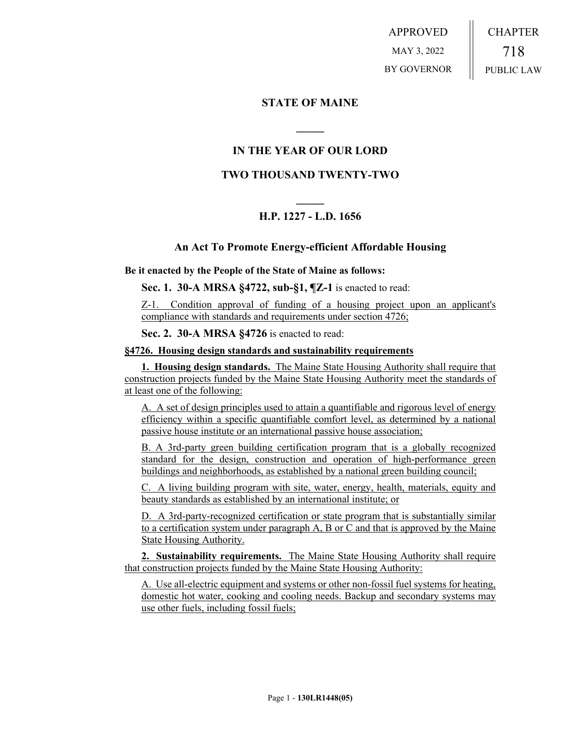APPROVED
MAY 3, 2022
BY GOVERNOR

CHAPTER
718
PUBLIC LAW

# STATE OF MAINE

## IN THE YEAR OF OUR LORD

## TWO THOUSAND TWENTY-TWO

## H.P. 1227 - L.D. 1656

### An Act To Promote Energy-efficient Affordable Housing

**Be it enacted by the People of the State of Maine as follows:**

**Sec. 1. 30-A MRSA §4722, sub-§1, ¶Z-1** is enacted to read:

Z-1. Condition approval of funding of a housing project upon an applicant's compliance with standards and requirements under section 4726;

**Sec. 2. 30-A MRSA §4726** is enacted to read:

**§4726. Housing design standards and sustainability requirements**

**1. Housing design standards.** The Maine State Housing Authority shall require that construction projects funded by the Maine State Housing Authority meet the standards of at least one of the following:

A. A set of design principles used to attain a quantifiable and rigorous level of energy efficiency within a specific quantifiable comfort level, as determined by a national passive house institute or an international passive house association;

B. A 3rd-party green building certification program that is a globally recognized standard for the design, construction and operation of high-performance green buildings and neighborhoods, as established by a national green building council;

C. A living building program with site, water, energy, health, materials, equity and beauty standards as established by an international institute; or

D. A 3rd-party-recognized certification or state program that is substantially similar to a certification system under paragraph A, B or C and that is approved by the Maine State Housing Authority.

**2. Sustainability requirements.** The Maine State Housing Authority shall require that construction projects funded by the Maine State Housing Authority:

A. Use all-electric equipment and systems or other non-fossil fuel systems for heating, domestic hot water, cooking and cooling needs. Backup and secondary systems may use other fuels, including fossil fuels;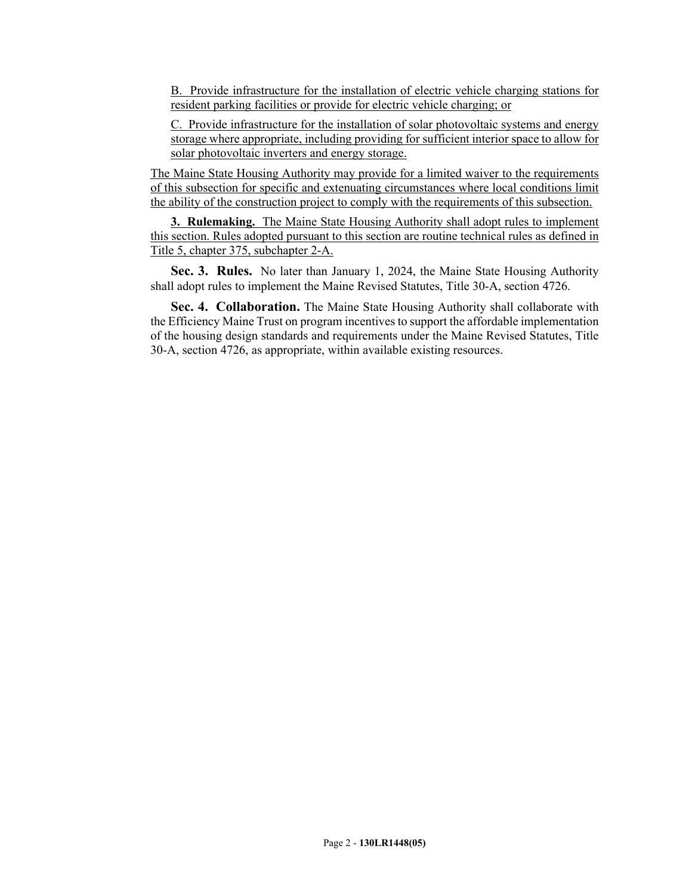B. Provide infrastructure for the installation of electric vehicle charging stations for resident parking facilities or provide for electric vehicle charging; or

C. Provide infrastructure for the installation of solar photovoltaic systems and energy storage where appropriate, including providing for sufficient interior space to allow for solar photovoltaic inverters and energy storage.

The Maine State Housing Authority may provide for a limited waiver to the requirements of this subsection for specific and extenuating circumstances where local conditions limit the ability of the construction project to comply with the requirements of this subsection.

**3. Rulemaking.** The Maine State Housing Authority shall adopt rules to implement this section. Rules adopted pursuant to this section are routine technical rules as defined in Title 5, chapter 375, subchapter 2-A.

**Sec. 3. Rules.** No later than January 1, 2024, the Maine State Housing Authority shall adopt rules to implement the Maine Revised Statutes, Title 30-A, section 4726.

**Sec. 4. Collaboration.** The Maine State Housing Authority shall collaborate with the Efficiency Maine Trust on program incentives to support the affordable implementation of the housing design standards and requirements under the Maine Revised Statutes, Title 30-A, section 4726, as appropriate, within available existing resources.